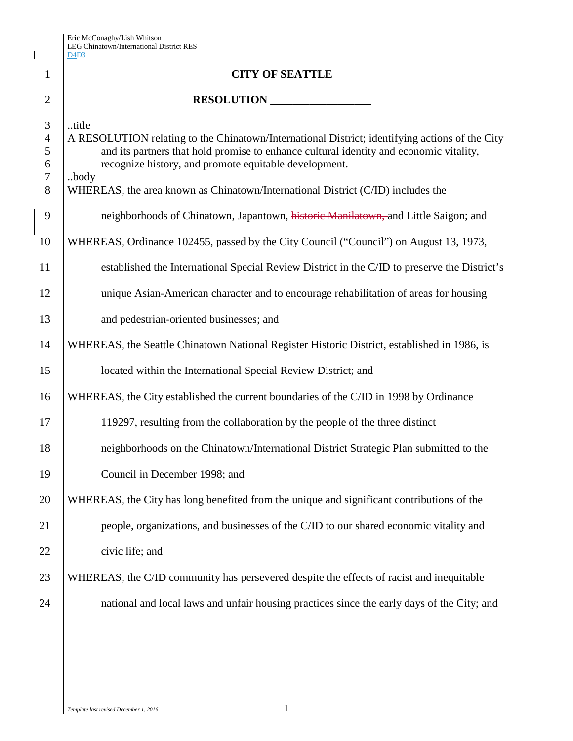Eric McConaghy/Lish Whitson
LEG Chinatown/International District RES
D4D3

# CITY OF SEATTLE

## RESOLUTION __________________

..title
A RESOLUTION relating to the Chinatown/International District; identifying actions of the City and its partners that hold promise to enhance cultural identity and economic vitality, recognize history, and promote equitable development.
..body

WHEREAS, the area known as Chinatown/International District (C/ID) includes the neighborhoods of Chinatown, Japantown, ~~historic Manilatown,~~ and Little Saigon; and

WHEREAS, Ordinance 102455, passed by the City Council ("Council") on August 13, 1973, established the International Special Review District in the C/ID to preserve the District's unique Asian-American character and to encourage rehabilitation of areas for housing and pedestrian-oriented businesses; and

WHEREAS, the Seattle Chinatown National Register Historic District, established in 1986, is located within the International Special Review District; and

WHEREAS, the City established the current boundaries of the C/ID in 1998 by Ordinance 119297, resulting from the collaboration by the people of the three distinct neighborhoods on the Chinatown/International District Strategic Plan submitted to the Council in December 1998; and

WHEREAS, the City has long benefited from the unique and significant contributions of the people, organizations, and businesses of the C/ID to our shared economic vitality and civic life; and

WHEREAS, the C/ID community has persevered despite the effects of racist and inequitable national and local laws and unfair housing practices since the early days of the City; and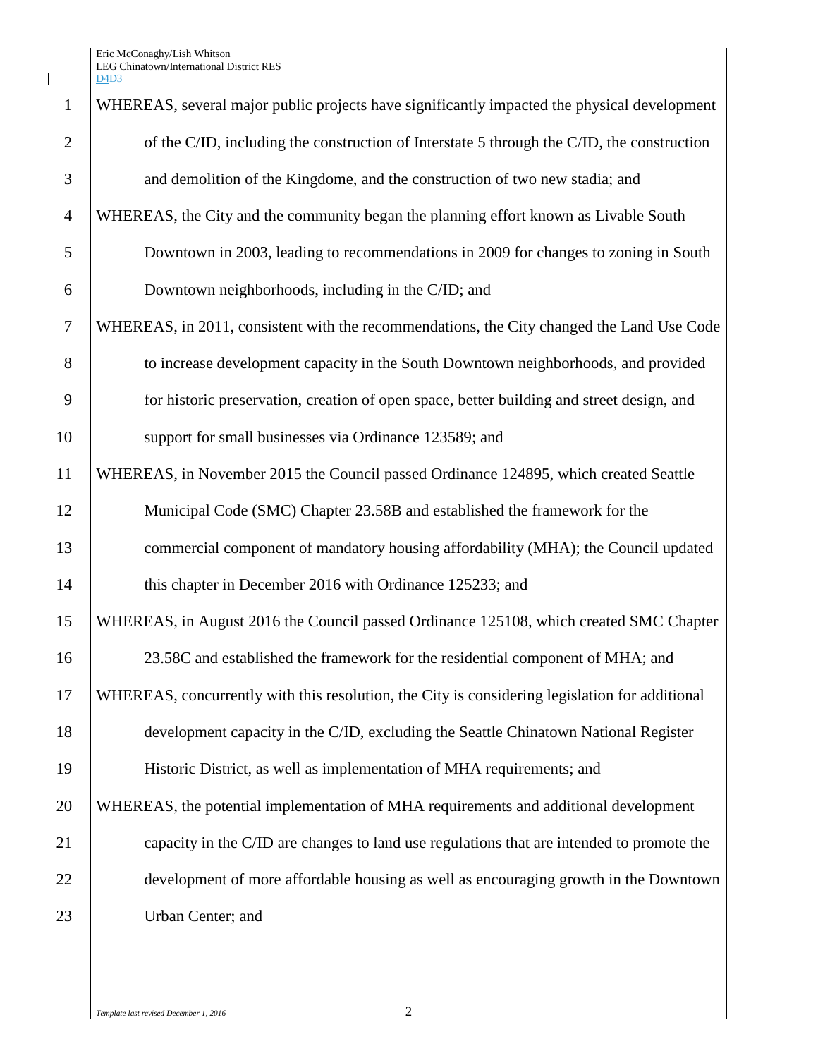WHEREAS, several major public projects have significantly impacted the physical development of the C/ID, including the construction of Interstate 5 through the C/ID, the construction and demolition of the Kingdome, and the construction of two new stadia; and

WHEREAS, the City and the community began the planning effort known as Livable South Downtown in 2003, leading to recommendations in 2009 for changes to zoning in South Downtown neighborhoods, including in the C/ID; and

WHEREAS, in 2011, consistent with the recommendations, the City changed the Land Use Code to increase development capacity in the South Downtown neighborhoods, and provided for historic preservation, creation of open space, better building and street design, and support for small businesses via Ordinance 123589; and

WHEREAS, in November 2015 the Council passed Ordinance 124895, which created Seattle Municipal Code (SMC) Chapter 23.58B and established the framework for the commercial component of mandatory housing affordability (MHA); the Council updated this chapter in December 2016 with Ordinance 125233; and

WHEREAS, in August 2016 the Council passed Ordinance 125108, which created SMC Chapter 23.58C and established the framework for the residential component of MHA; and

WHEREAS, concurrently with this resolution, the City is considering legislation for additional development capacity in the C/ID, excluding the Seattle Chinatown National Register Historic District, as well as implementation of MHA requirements; and

WHEREAS, the potential implementation of MHA requirements and additional development capacity in the C/ID are changes to land use regulations that are intended to promote the development of more affordable housing as well as encouraging growth in the Downtown Urban Center; and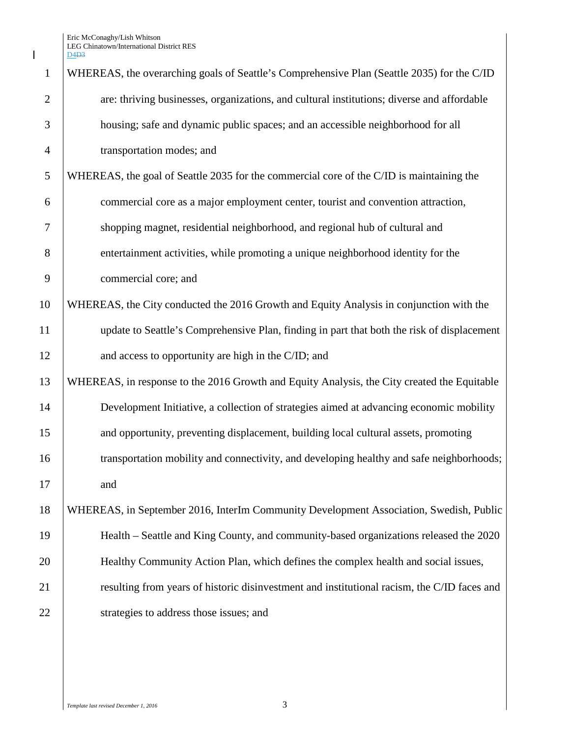WHEREAS, the overarching goals of Seattle's Comprehensive Plan (Seattle 2035) for the C/ID are: thriving businesses, organizations, and cultural institutions; diverse and affordable housing; safe and dynamic public spaces; and an accessible neighborhood for all transportation modes; and

WHEREAS, the goal of Seattle 2035 for the commercial core of the C/ID is maintaining the commercial core as a major employment center, tourist and convention attraction, shopping magnet, residential neighborhood, and regional hub of cultural and entertainment activities, while promoting a unique neighborhood identity for the commercial core; and

WHEREAS, the City conducted the 2016 Growth and Equity Analysis in conjunction with the update to Seattle's Comprehensive Plan, finding in part that both the risk of displacement and access to opportunity are high in the C/ID; and

WHEREAS, in response to the 2016 Growth and Equity Analysis, the City created the Equitable Development Initiative, a collection of strategies aimed at advancing economic mobility and opportunity, preventing displacement, building local cultural assets, promoting transportation mobility and connectivity, and developing healthy and safe neighborhoods; and

WHEREAS, in September 2016, InterIm Community Development Association, Swedish, Public Health – Seattle and King County, and community-based organizations released the 2020 Healthy Community Action Plan, which defines the complex health and social issues, resulting from years of historic disinvestment and institutional racism, the C/ID faces and strategies to address those issues; and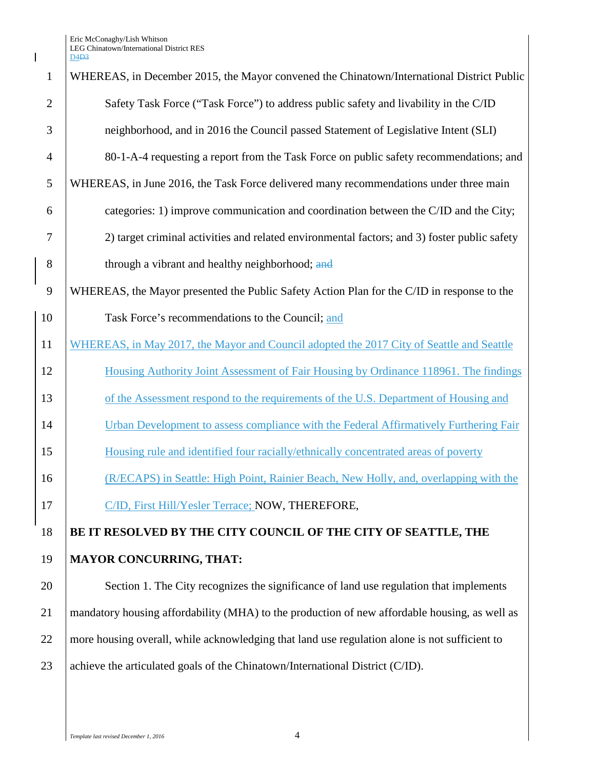WHEREAS, in December 2015, the Mayor convened the Chinatown/International District Public Safety Task Force ("Task Force") to address public safety and livability in the C/ID neighborhood, and in 2016 the Council passed Statement of Legislative Intent (SLI) 80-1-A-4 requesting a report from the Task Force on public safety recommendations; and

WHEREAS, in June 2016, the Task Force delivered many recommendations under three main categories: 1) improve communication and coordination between the C/ID and the City; 2) target criminal activities and related environmental factors; and 3) foster public safety through a vibrant and healthy neighborhood; ~~and~~

WHEREAS, the Mayor presented the Public Safety Action Plan for the C/ID in response to the Task Force's recommendations to the Council; and

WHEREAS, in May 2017, the Mayor and Council adopted the 2017 City of Seattle and Seattle Housing Authority Joint Assessment of Fair Housing by Ordinance 118961. The findings of the Assessment respond to the requirements of the U.S. Department of Housing and Urban Development to assess compliance with the Federal Affirmatively Furthering Fair Housing rule and identified four racially/ethnically concentrated areas of poverty (R/ECAPS) in Seattle: High Point, Rainier Beach, New Holly, and, overlapping with the C/ID, First Hill/Yesler Terrace; NOW, THEREFORE,

**BE IT RESOLVED BY THE CITY COUNCIL OF THE CITY OF SEATTLE, THE MAYOR CONCURRING, THAT:**

Section 1. The City recognizes the significance of land use regulation that implements mandatory housing affordability (MHA) to the production of new affordable housing, as well as more housing overall, while acknowledging that land use regulation alone is not sufficient to achieve the articulated goals of the Chinatown/International District (C/ID).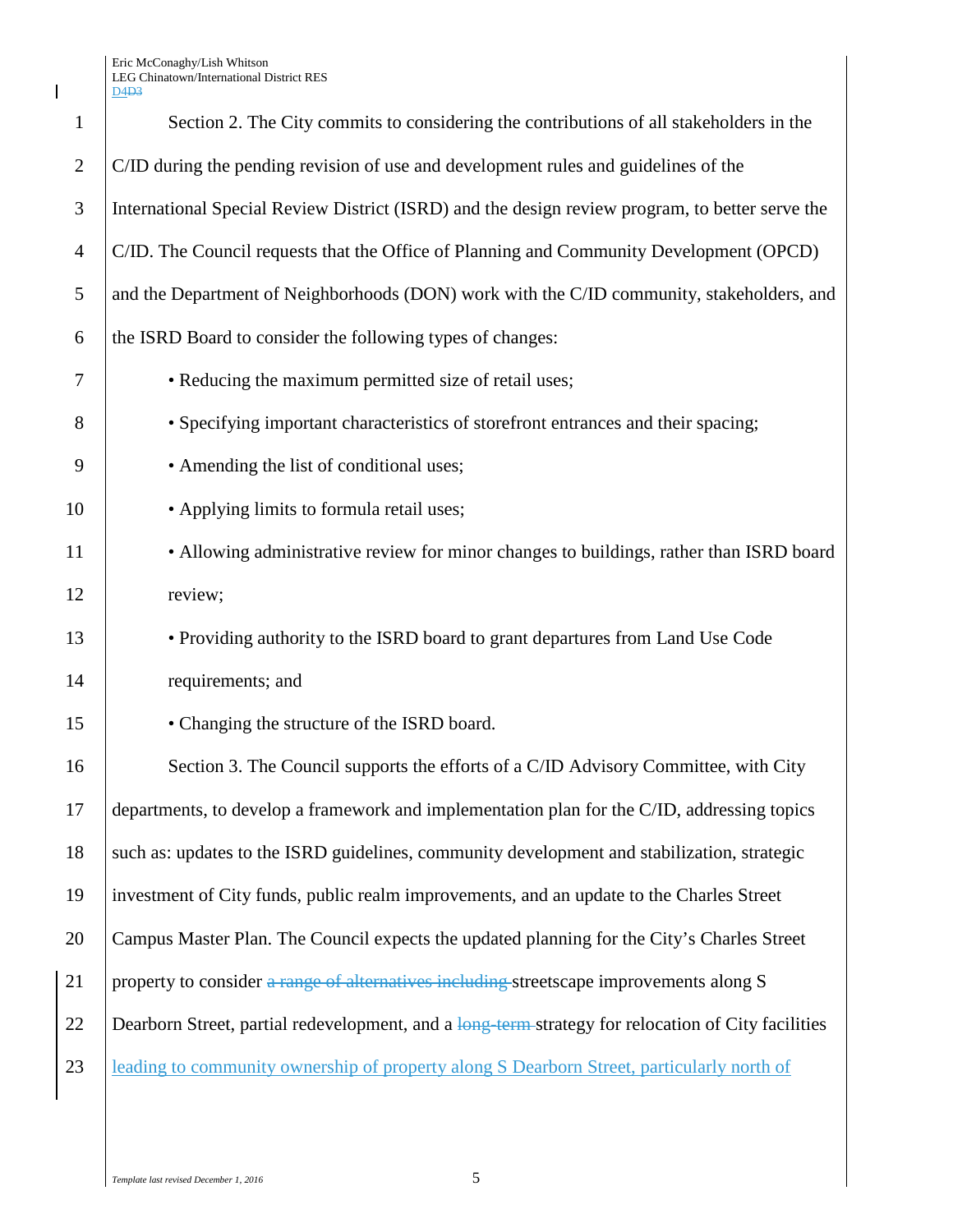Section 2. The City commits to considering the contributions of all stakeholders in the C/ID during the pending revision of use and development rules and guidelines of the International Special Review District (ISRD) and the design review program, to better serve the C/ID. The Council requests that the Office of Planning and Community Development (OPCD) and the Department of Neighborhoods (DON) work with the C/ID community, stakeholders, and the ISRD Board to consider the following types of changes:

- Reducing the maximum permitted size of retail uses;
- Specifying important characteristics of storefront entrances and their spacing;
- Amending the list of conditional uses;
- Applying limits to formula retail uses;
- Allowing administrative review for minor changes to buildings, rather than ISRD board review;
- Providing authority to the ISRD board to grant departures from Land Use Code requirements; and
- Changing the structure of the ISRD board.

Section 3. The Council supports the efforts of a C/ID Advisory Committee, with City departments, to develop a framework and implementation plan for the C/ID, addressing topics such as: updates to the ISRD guidelines, community development and stabilization, strategic investment of City funds, public realm improvements, and an update to the Charles Street Campus Master Plan. The Council expects the updated planning for the City's Charles Street property to consider ~~a range of alternatives including~~ streetscape improvements along S Dearborn Street, partial redevelopment, and a ~~long-term~~ strategy for relocation of City facilities leading to community ownership of property along S Dearborn Street, particularly north of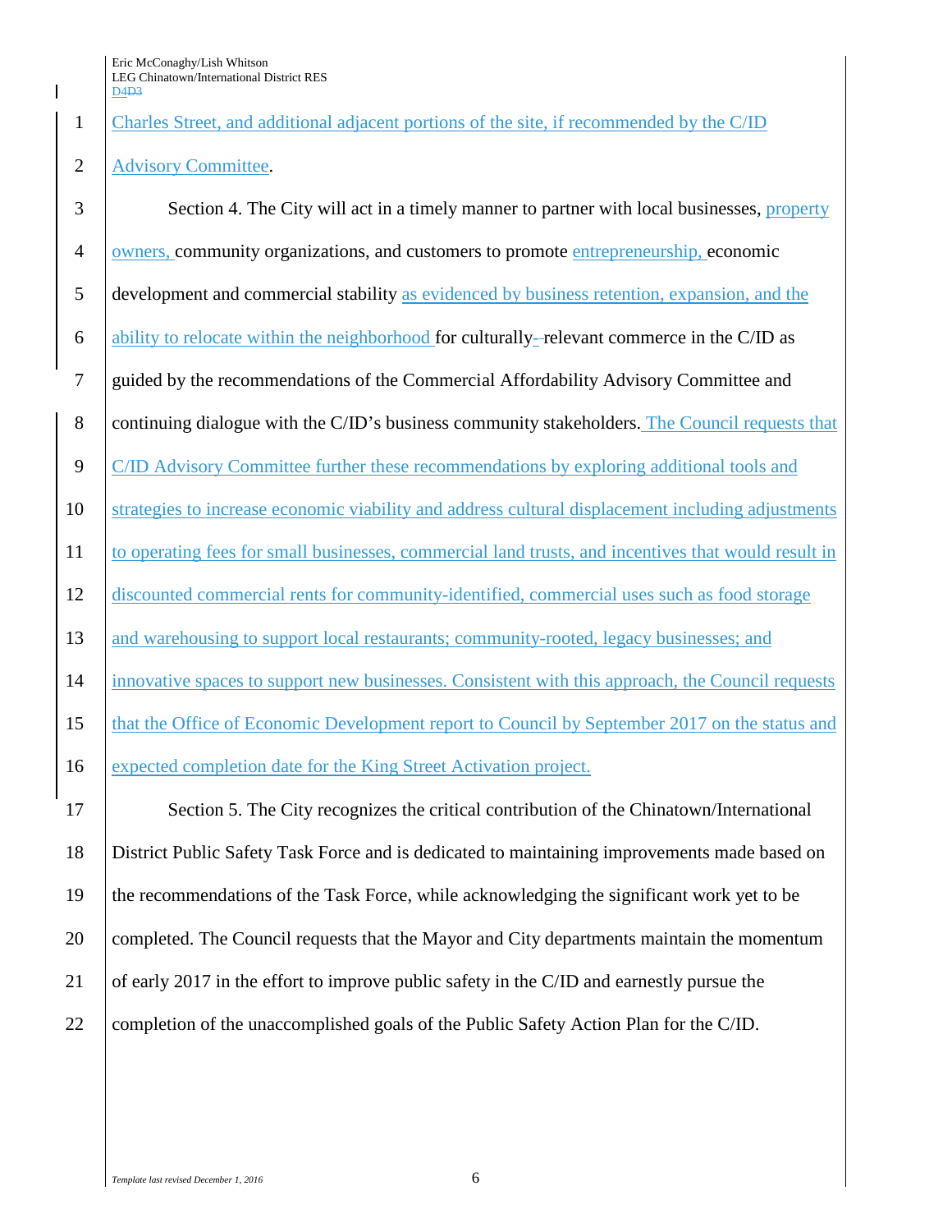Charles Street, and additional adjacent portions of the site, if recommended by the C/ID Advisory Committee.

Section 4. The City will act in a timely manner to partner with local businesses, property owners, community organizations, and customers to promote entrepreneurship, economic development and commercial stability as evidenced by business retention, expansion, and the ability to relocate within the neighborhood for culturally relevant commerce in the C/ID as guided by the recommendations of the Commercial Affordability Advisory Committee and continuing dialogue with the C/ID's business community stakeholders. The Council requests that C/ID Advisory Committee further these recommendations by exploring additional tools and strategies to increase economic viability and address cultural displacement including adjustments to operating fees for small businesses, commercial land trusts, and incentives that would result in discounted commercial rents for community-identified, commercial uses such as food storage and warehousing to support local restaurants; community-rooted, legacy businesses; and innovative spaces to support new businesses. Consistent with this approach, the Council requests that the Office of Economic Development report to Council by September 2017 on the status and expected completion date for the King Street Activation project.

Section 5. The City recognizes the critical contribution of the Chinatown/International District Public Safety Task Force and is dedicated to maintaining improvements made based on the recommendations of the Task Force, while acknowledging the significant work yet to be completed. The Council requests that the Mayor and City departments maintain the momentum of early 2017 in the effort to improve public safety in the C/ID and earnestly pursue the completion of the unaccomplished goals of the Public Safety Action Plan for the C/ID.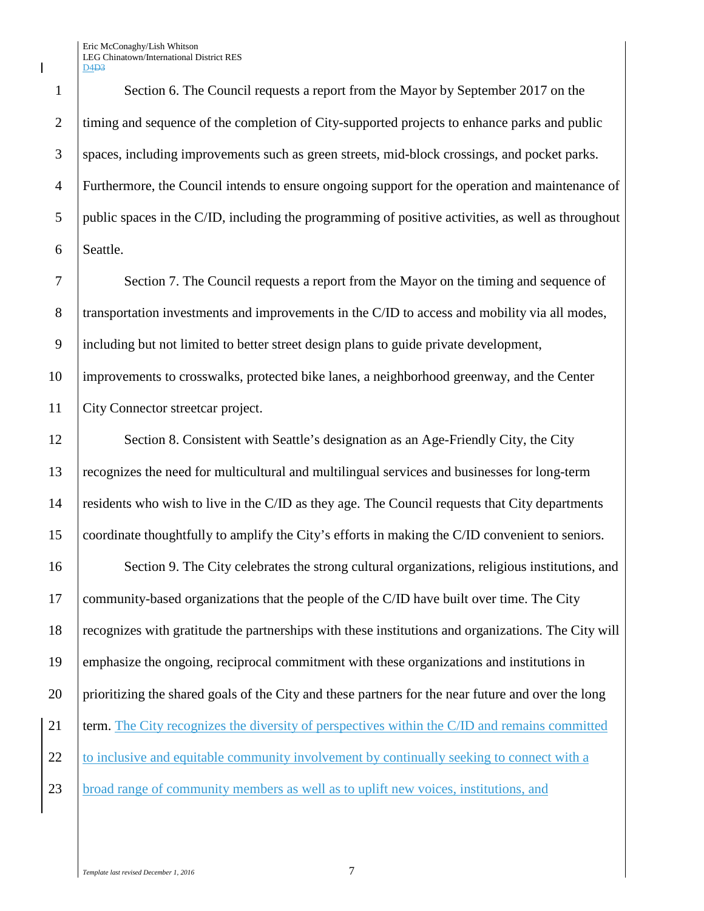Section 6. The Council requests a report from the Mayor by September 2017 on the timing and sequence of the completion of City-supported projects to enhance parks and public spaces, including improvements such as green streets, mid-block crossings, and pocket parks. Furthermore, the Council intends to ensure ongoing support for the operation and maintenance of public spaces in the C/ID, including the programming of positive activities, as well as throughout Seattle.

Section 7. The Council requests a report from the Mayor on the timing and sequence of transportation investments and improvements in the C/ID to access and mobility via all modes, including but not limited to better street design plans to guide private development, improvements to crosswalks, protected bike lanes, a neighborhood greenway, and the Center City Connector streetcar project.

Section 8. Consistent with Seattle's designation as an Age-Friendly City, the City recognizes the need for multicultural and multilingual services and businesses for long-term residents who wish to live in the C/ID as they age. The Council requests that City departments coordinate thoughtfully to amplify the City's efforts in making the C/ID convenient to seniors.

Section 9. The City celebrates the strong cultural organizations, religious institutions, and community-based organizations that the people of the C/ID have built over time. The City recognizes with gratitude the partnerships with these institutions and organizations. The City will emphasize the ongoing, reciprocal commitment with these organizations and institutions in prioritizing the shared goals of the City and these partners for the near future and over the long term. The City recognizes the diversity of perspectives within the C/ID and remains committed to inclusive and equitable community involvement by continually seeking to connect with a broad range of community members as well as to uplift new voices, institutions, and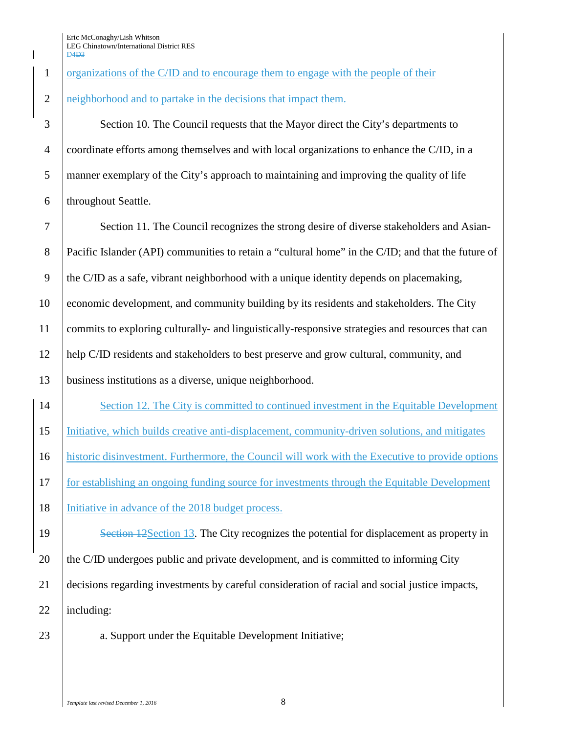organizations of the C/ID and to encourage them to engage with the people of their neighborhood and to partake in the decisions that impact them.

Section 10. The Council requests that the Mayor direct the City's departments to coordinate efforts among themselves and with local organizations to enhance the C/ID, in a manner exemplary of the City's approach to maintaining and improving the quality of life throughout Seattle.

Section 11. The Council recognizes the strong desire of diverse stakeholders and Asian-Pacific Islander (API) communities to retain a "cultural home" in the C/ID; and that the future of the C/ID as a safe, vibrant neighborhood with a unique identity depends on placemaking, economic development, and community building by its residents and stakeholders. The City commits to exploring culturally- and linguistically-responsive strategies and resources that can help C/ID residents and stakeholders to best preserve and grow cultural, community, and business institutions as a diverse, unique neighborhood.

Section 12. The City is committed to continued investment in the Equitable Development Initiative, which builds creative anti-displacement, community-driven solutions, and mitigates historic disinvestment. Furthermore, the Council will work with the Executive to provide options for establishing an ongoing funding source for investments through the Equitable Development Initiative in advance of the 2018 budget process.

~~Section 12~~Section 13. The City recognizes the potential for displacement as property in the C/ID undergoes public and private development, and is committed to informing City decisions regarding investments by careful consideration of racial and social justice impacts, including:

a. Support under the Equitable Development Initiative;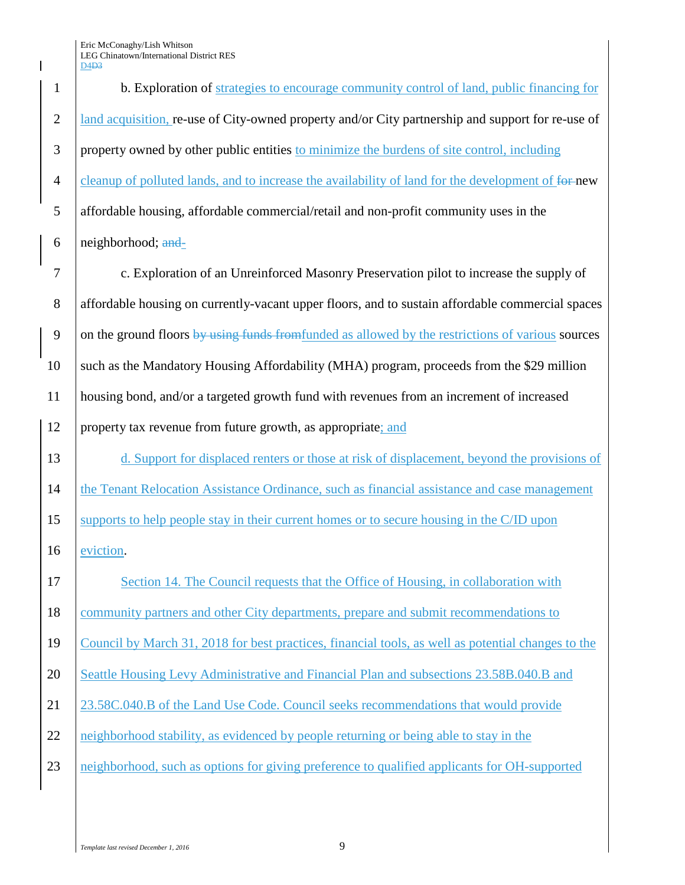b. Exploration of strategies to encourage community control of land, public financing for land acquisition, re-use of City-owned property and/or City partnership and support for re-use of property owned by other public entities to minimize the burdens of site control, including cleanup of polluted lands, and to increase the availability of land for the development of ~~for~~ new affordable housing, affordable commercial/retail and non-profit community uses in the neighborhood; ~~and~~

c. Exploration of an Unreinforced Masonry Preservation pilot to increase the supply of affordable housing on currently-vacant upper floors, and to sustain affordable commercial spaces on the ground floors ~~by using funds from~~funded as allowed by the restrictions of various sources such as the Mandatory Housing Affordability (MHA) program, proceeds from the $29 million housing bond, and/or a targeted growth fund with revenues from an increment of increased property tax revenue from future growth, as appropriate; and

d. Support for displaced renters or those at risk of displacement, beyond the provisions of the Tenant Relocation Assistance Ordinance, such as financial assistance and case management supports to help people stay in their current homes or to secure housing in the C/ID upon eviction.

Section 14. The Council requests that the Office of Housing, in collaboration with community partners and other City departments, prepare and submit recommendations to Council by March 31, 2018 for best practices, financial tools, as well as potential changes to the Seattle Housing Levy Administrative and Financial Plan and subsections 23.58B.040.B and 23.58C.040.B of the Land Use Code. Council seeks recommendations that would provide neighborhood stability, as evidenced by people returning or being able to stay in the neighborhood, such as options for giving preference to qualified applicants for OH-supported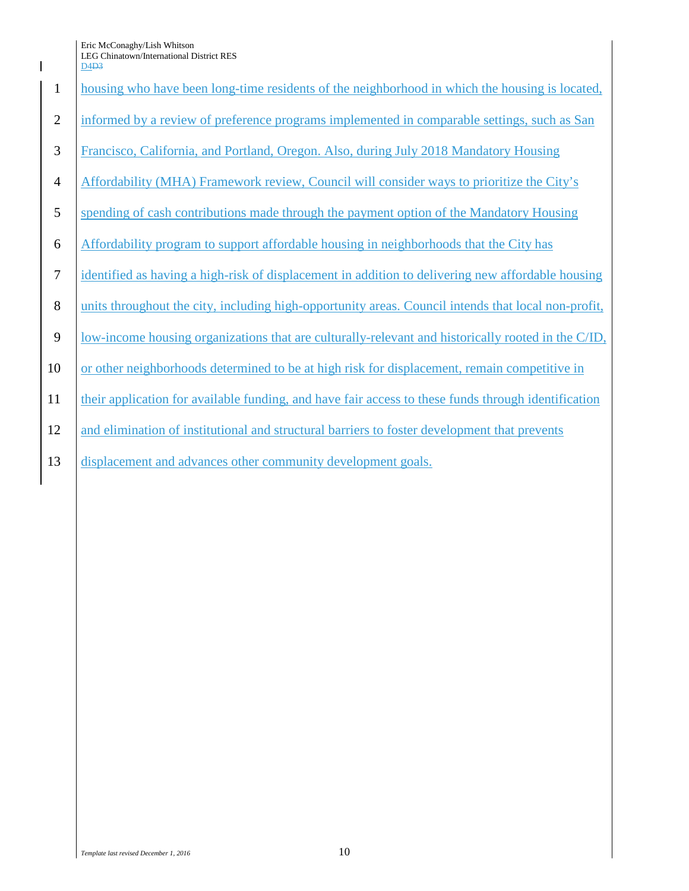housing who have been long-time residents of the neighborhood in which the housing is located, informed by a review of preference programs implemented in comparable settings, such as San Francisco, California, and Portland, Oregon. Also, during July 2018 Mandatory Housing Affordability (MHA) Framework review, Council will consider ways to prioritize the City's spending of cash contributions made through the payment option of the Mandatory Housing Affordability program to support affordable housing in neighborhoods that the City has identified as having a high-risk of displacement in addition to delivering new affordable housing units throughout the city, including high-opportunity areas. Council intends that local non-profit, low-income housing organizations that are culturally-relevant and historically rooted in the C/ID, or other neighborhoods determined to be at high risk for displacement, remain competitive in their application for available funding, and have fair access to these funds through identification and elimination of institutional and structural barriers to foster development that prevents displacement and advances other community development goals.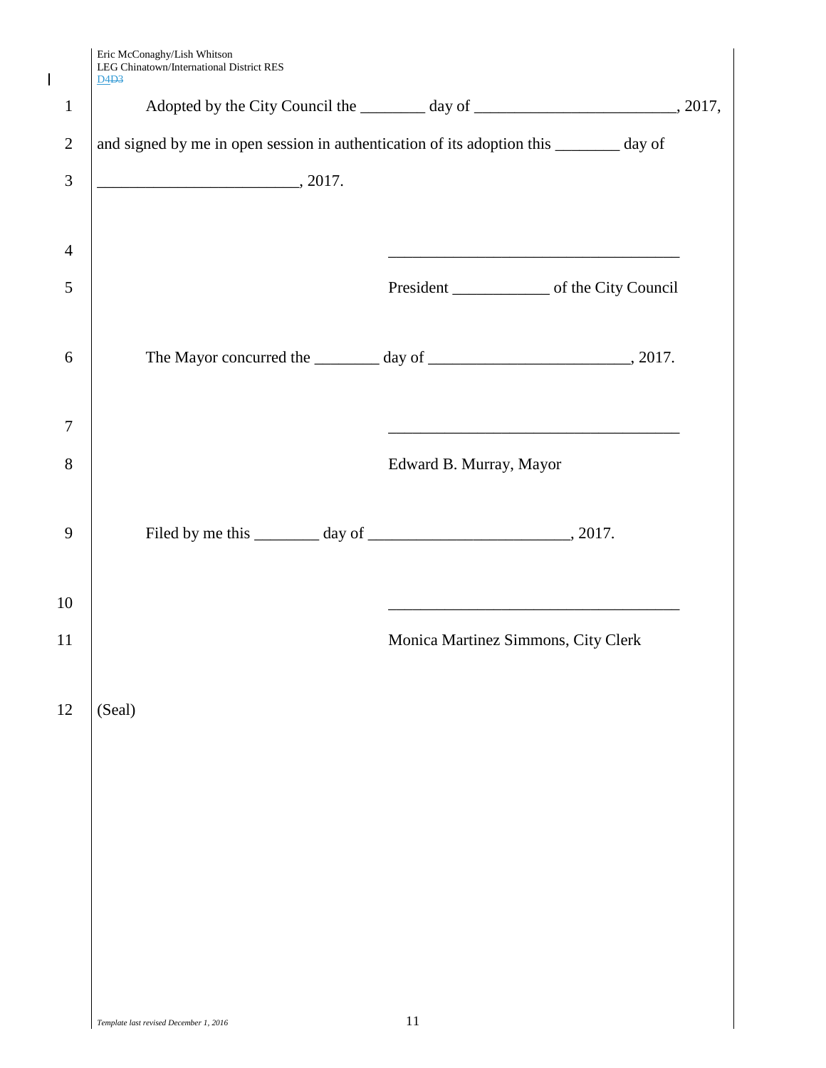Adopted by the City Council the ________ day of _________________________, 2017, and signed by me in open session in authentication of its adoption this ________ day of _________________________, 2017.

____________________________________

President ____________ of the City Council

The Mayor concurred the ________ day of _________________________, 2017.

____________________________________

Edward B. Murray, Mayor

Filed by me this ________ day of _________________________, 2017.

____________________________________

Monica Martinez Simmons, City Clerk

(Seal)